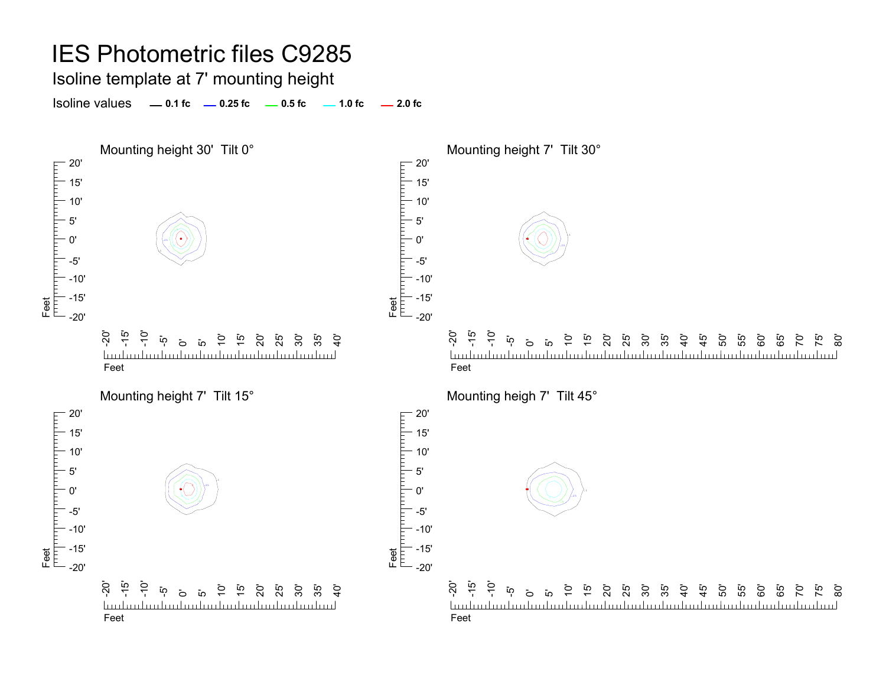# IES Photometric files C9285

## Isoline template at 7' mounting height

Isoline values — 0.1 fc — 0.25 fc — 0.5 fc — 1.0 fc — 2.0 fc

### Mounting height 30' Tilt 0°

### Mounting height 7' Tilt 30°

### Mounting height 7' Tilt 15°

### Mounting heigh 7' Tilt 45°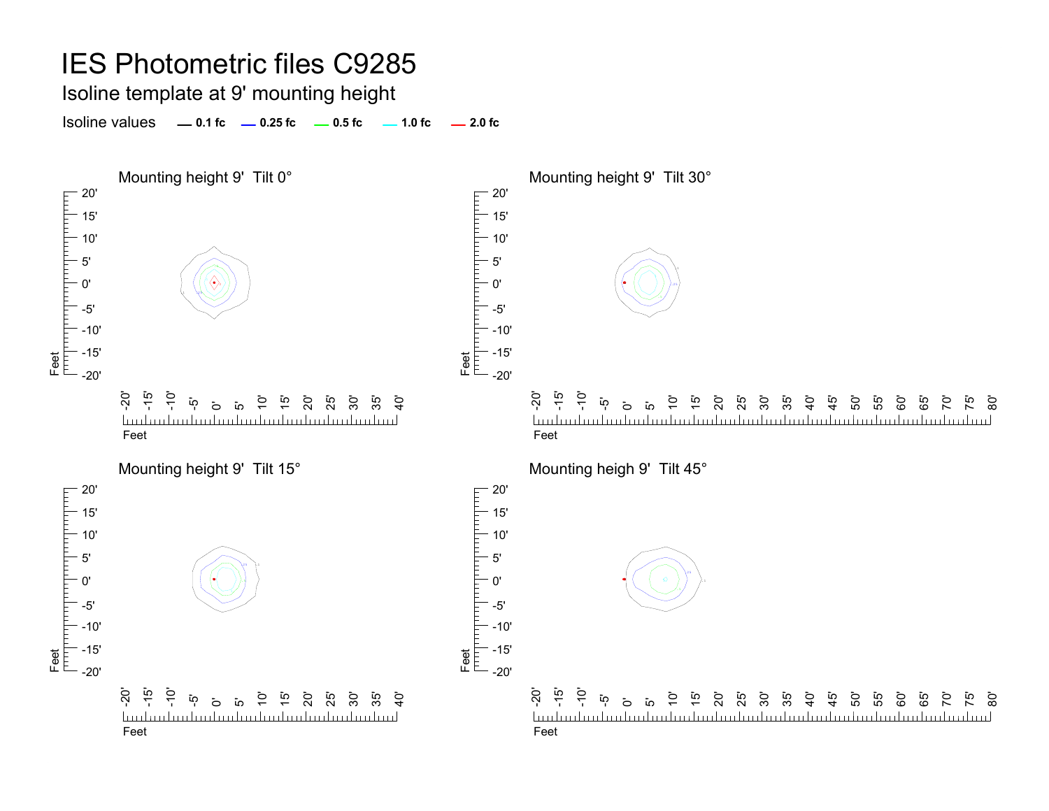# IES Photometric files C9285

## Isoline template at 9' mounting height

Isoline values — 0.1 fc — 0.25 fc — 0.5 fc — 1.0 fc — 2.0 fc

### Mounting height 9' Tilt 0°

### Mounting height 9' Tilt 30°

### Mounting height 9' Tilt 15°

### Mounting heigh 9' Tilt 45°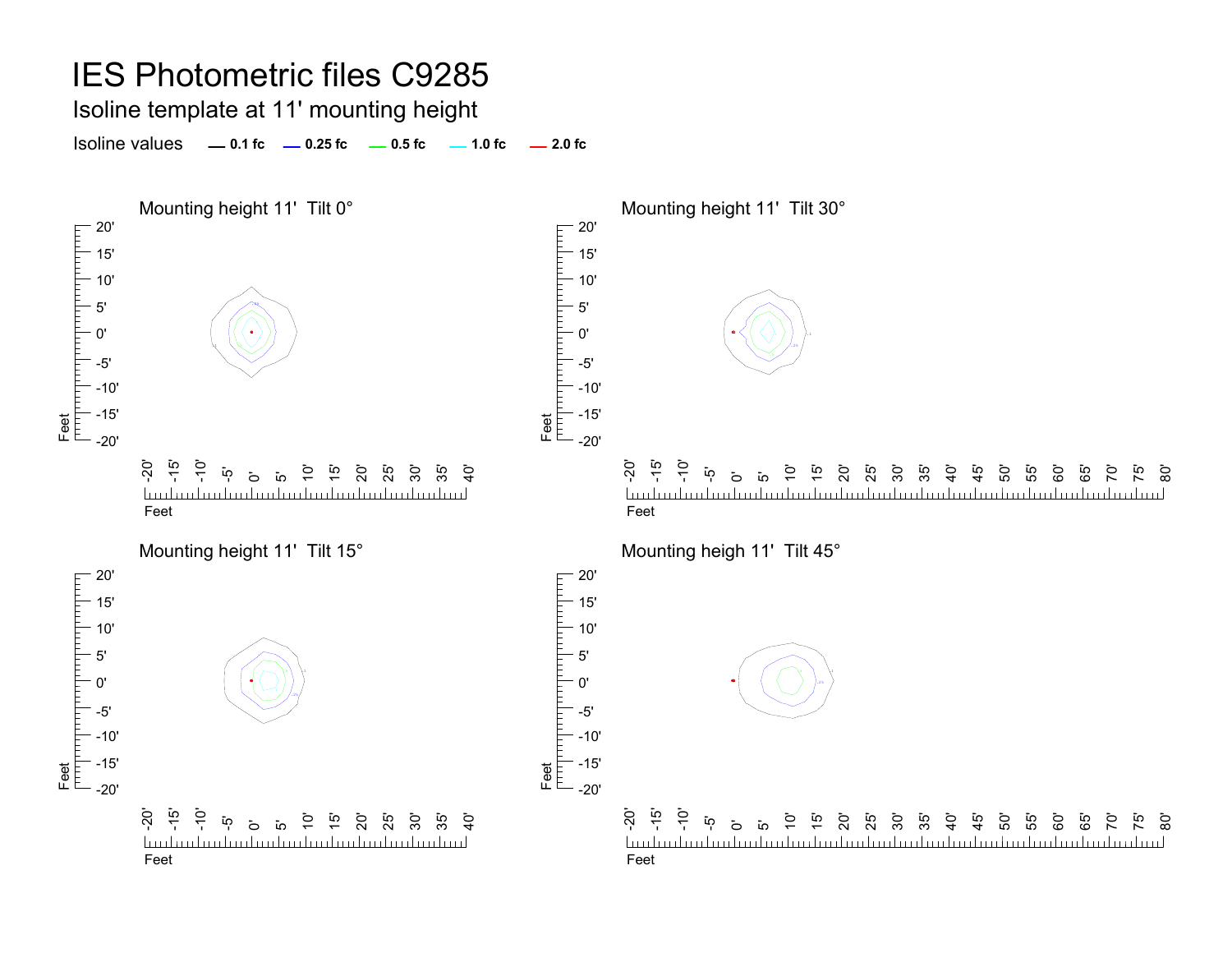# IES Photometric files C9285

## Isoline template at 11' mounting height

Isoline values — 0.1 fc — 0.25 fc — 0.5 fc — 1.0 fc — 2.0 fc

Mounting height 11' Tilt 0°

Mounting height 11' Tilt 30°

Mounting height 11' Tilt 15°

Mounting heigh 11' Tilt 45°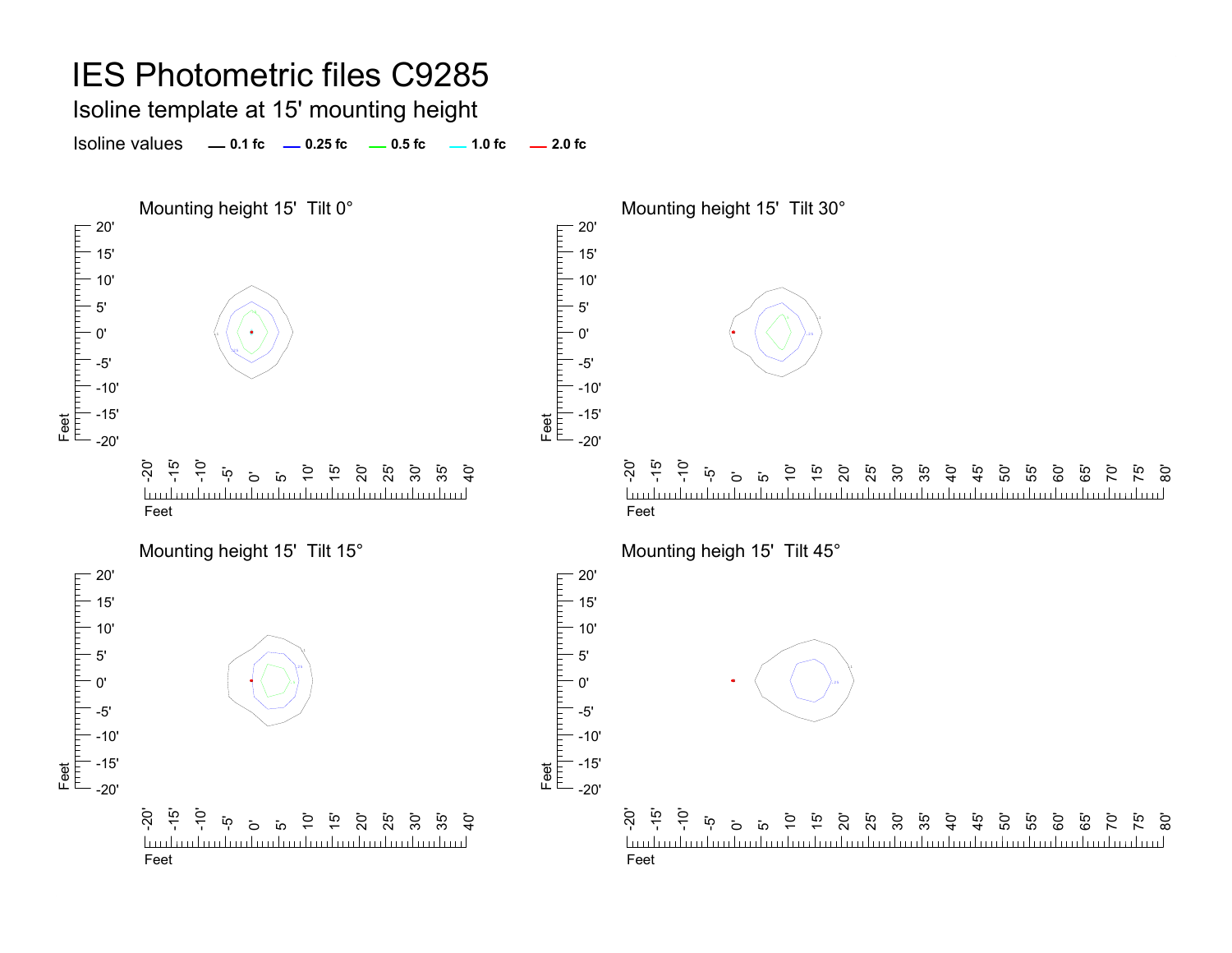# IES Photometric files C9285

## Isoline template at 15' mounting height

Isoline values — 0.1 fc — 0.25 fc — 0.5 fc — 1.0 fc — 2.0 fc

### Mounting height 15' Tilt 0°

### Mounting height 15' Tilt 30°

### Mounting height 15' Tilt 15°

### Mounting heigh 15' Tilt 45°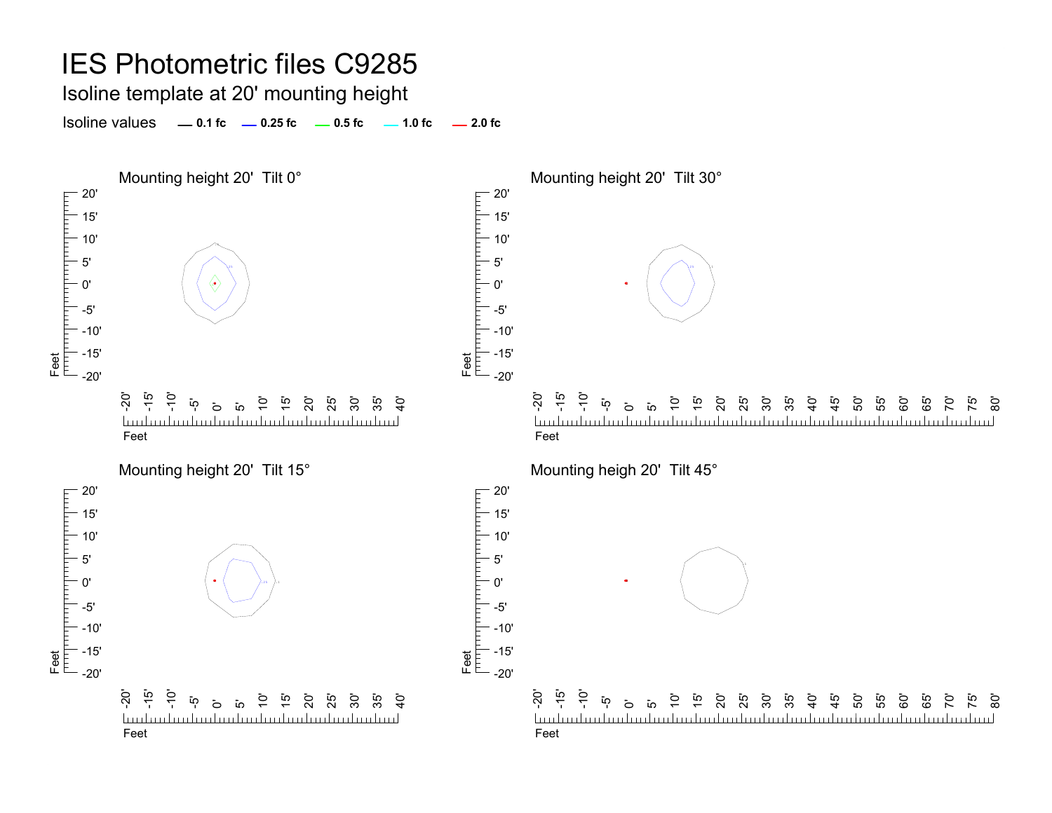# IES Photometric files C9285

## Isoline template at 20' mounting height

Isoline values — 0.1 fc — 0.25 fc — 0.5 fc — 1.0 fc — 2.0 fc

### Mounting height 20' Tilt 0°

Feet: 20', 15', 10', 5', 0', -5', -10', -15', -20'

Feet: -20', -15', -10', -5', 0', 5', 10', 15', 20', 25', 30', 35', 40'

### Mounting height 20' Tilt 30°

Feet: 20', 15', 10', 5', 0', -5', -10', -15', -20'

Feet: -20', -15', -10', -5', 0', 5', 10', 15', 20', 25', 30', 35', 40', 45', 50', 55', 60', 65', 70', 75', 80'

### Mounting height 20' Tilt 15°

Feet: 20', 15', 10', 5', 0', -5', -10', -15', -20'

Feet: -20', -15', -10', -5', 0', 5', 10', 15', 20', 25', 30', 35', 40'

### Mounting heigh 20' Tilt 45°

Feet: 20', 15', 10', 5', 0', -5', -10', -15', -20'

Feet: -20', -15', -10', -5', 0', 5', 10', 15', 20', 25', 30', 35', 40', 45', 50', 55', 60', 65', 70', 75', 80'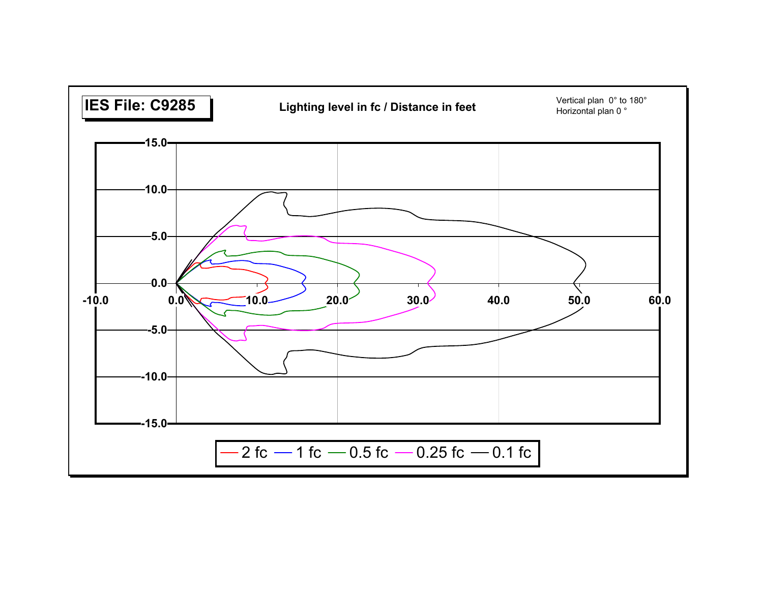IES File: C9285

Lighting level in fc / Distance in feet

Vertical plan 0° to 180°
Horizontal plan 0 °

15.0
10.0
5.0
0.0
-5.0
-10.0
-15.0

-10.0
0.0
10.0
20.0
30.0
40.0
50.0
60.0

2 fc
1 fc
0.5 fc
0.25 fc
0.1 fc